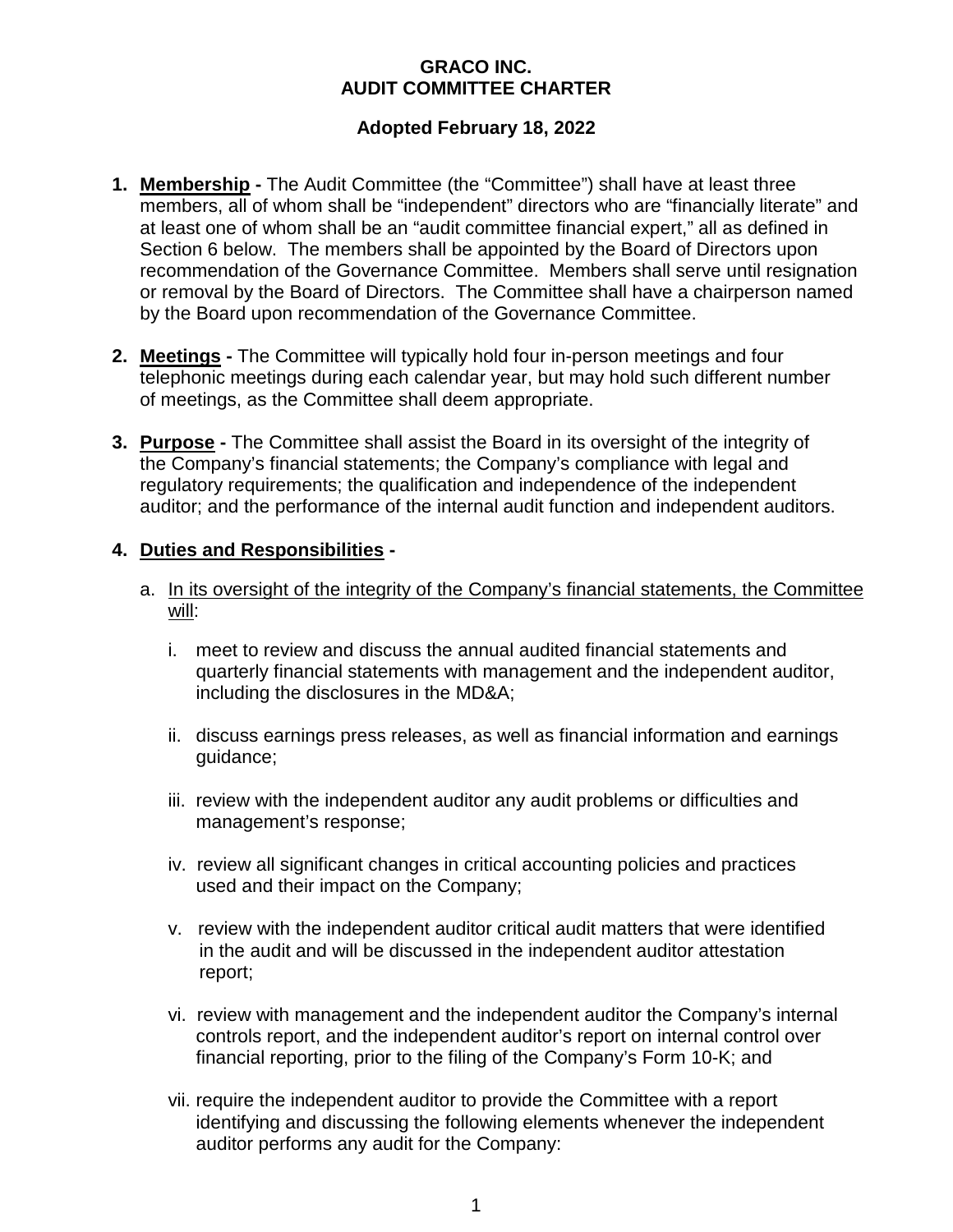**GRACO INC.**
**AUDIT COMMITTEE CHARTER**

**Adopted February 18, 2022**

1. **Membership -** The Audit Committee (the "Committee") shall have at least three members, all of whom shall be "independent" directors who are "financially literate" and at least one of whom shall be an "audit committee financial expert," all as defined in Section 6 below. The members shall be appointed by the Board of Directors upon recommendation of the Governance Committee. Members shall serve until resignation or removal by the Board of Directors. The Committee shall have a chairperson named by the Board upon recommendation of the Governance Committee.

2. **Meetings -** The Committee will typically hold four in-person meetings and four telephonic meetings during each calendar year, but may hold such different number of meetings, as the Committee shall deem appropriate.

3. **Purpose -** The Committee shall assist the Board in its oversight of the integrity of the Company's financial statements; the Company's compliance with legal and regulatory requirements; the qualification and independence of the independent auditor; and the performance of the internal audit function and independent auditors.

4. **Duties and Responsibilities -**

   a. In its oversight of the integrity of the Company's financial statements, the Committee will:

      i. meet to review and discuss the annual audited financial statements and quarterly financial statements with management and the independent auditor, including the disclosures in the MD&A;

      ii. discuss earnings press releases, as well as financial information and earnings guidance;

      iii. review with the independent auditor any audit problems or difficulties and management's response;

      iv. review all significant changes in critical accounting policies and practices used and their impact on the Company;

      v. review with the independent auditor critical audit matters that were identified in the audit and will be discussed in the independent auditor attestation report;

      vi. review with management and the independent auditor the Company's internal controls report, and the independent auditor's report on internal control over financial reporting, prior to the filing of the Company's Form 10-K; and

      vii. require the independent auditor to provide the Committee with a report identifying and discussing the following elements whenever the independent auditor performs any audit for the Company: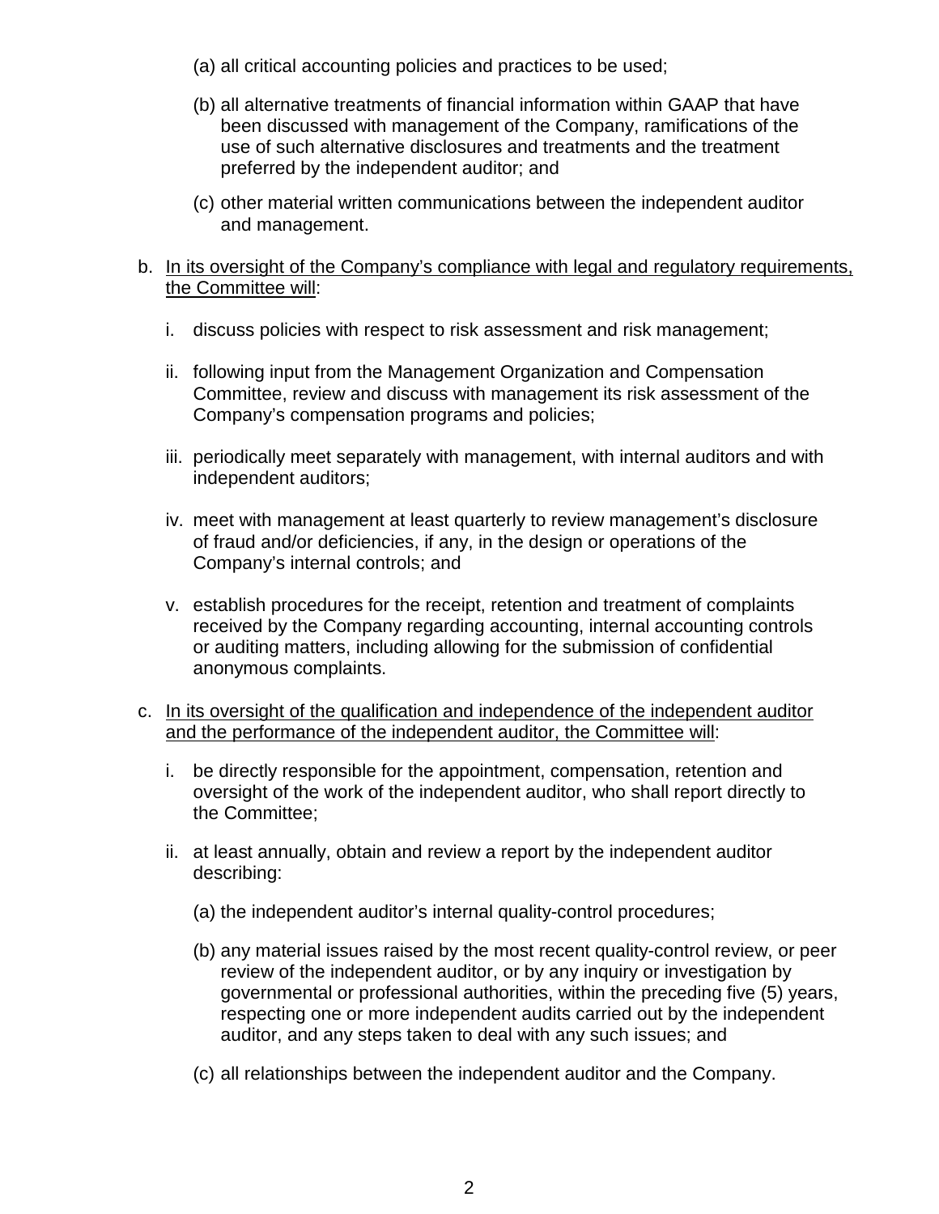(a) all critical accounting policies and practices to be used;

   (b) all alternative treatments of financial information within GAAP that have been discussed with management of the Company, ramifications of the use of such alternative disclosures and treatments and the treatment preferred by the independent auditor; and

   (c) other material written communications between the independent auditor and management.

b. <u>In its oversight of the Company's compliance with legal and regulatory requirements, the Committee will</u>:

   i. discuss policies with respect to risk assessment and risk management;

   ii. following input from the Management Organization and Compensation Committee, review and discuss with management its risk assessment of the Company's compensation programs and policies;

   iii. periodically meet separately with management, with internal auditors and with independent auditors;

   iv. meet with management at least quarterly to review management's disclosure of fraud and/or deficiencies, if any, in the design or operations of the Company's internal controls; and

   v. establish procedures for the receipt, retention and treatment of complaints received by the Company regarding accounting, internal accounting controls or auditing matters, including allowing for the submission of confidential anonymous complaints.

c. <u>In its oversight of the qualification and independence of the independent auditor and the performance of the independent auditor, the Committee will</u>:

   i. be directly responsible for the appointment, compensation, retention and oversight of the work of the independent auditor, who shall report directly to the Committee;

   ii. at least annually, obtain and review a report by the independent auditor describing:

      (a) the independent auditor's internal quality-control procedures;

      (b) any material issues raised by the most recent quality-control review, or peer review of the independent auditor, or by any inquiry or investigation by governmental or professional authorities, within the preceding five (5) years, respecting one or more independent audits carried out by the independent auditor, and any steps taken to deal with any such issues; and

      (c) all relationships between the independent auditor and the Company.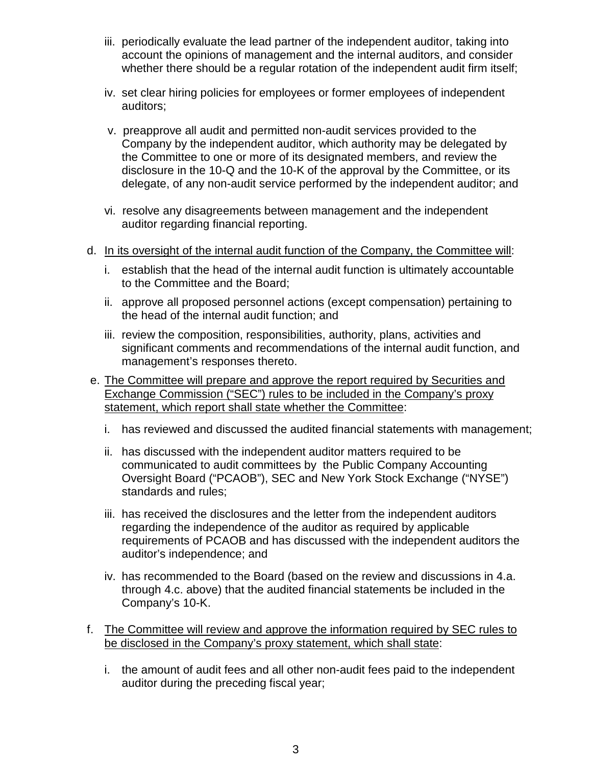iii. periodically evaluate the lead partner of the independent auditor, taking into account the opinions of management and the internal auditors, and consider whether there should be a regular rotation of the independent audit firm itself;

iv. set clear hiring policies for employees or former employees of independent auditors;

v. preapprove all audit and permitted non-audit services provided to the Company by the independent auditor, which authority may be delegated by the Committee to one or more of its designated members, and review the disclosure in the 10-Q and the 10-K of the approval by the Committee, or its delegate, of any non-audit service performed by the independent auditor; and

vi. resolve any disagreements between management and the independent auditor regarding financial reporting.

d. <u>In its oversight of the internal audit function of the Company, the Committee will</u>:

i. establish that the head of the internal audit function is ultimately accountable to the Committee and the Board;

ii. approve all proposed personnel actions (except compensation) pertaining to the head of the internal audit function; and

iii. review the composition, responsibilities, authority, plans, activities and significant comments and recommendations of the internal audit function, and management's responses thereto.

e. <u>The Committee will prepare and approve the report required by Securities and Exchange Commission ("SEC") rules to be included in the Company's proxy statement, which report shall state whether the Committee</u>:

i. has reviewed and discussed the audited financial statements with management;

ii. has discussed with the independent auditor matters required to be communicated to audit committees by the Public Company Accounting Oversight Board ("PCAOB"), SEC and New York Stock Exchange ("NYSE") standards and rules;

iii. has received the disclosures and the letter from the independent auditors regarding the independence of the auditor as required by applicable requirements of PCAOB and has discussed with the independent auditors the auditor's independence; and

iv. has recommended to the Board (based on the review and discussions in 4.a. through 4.c. above) that the audited financial statements be included in the Company's 10-K.

f. <u>The Committee will review and approve the information required by SEC rules to be disclosed in the Company's proxy statement, which shall state</u>:

i. the amount of audit fees and all other non-audit fees paid to the independent auditor during the preceding fiscal year;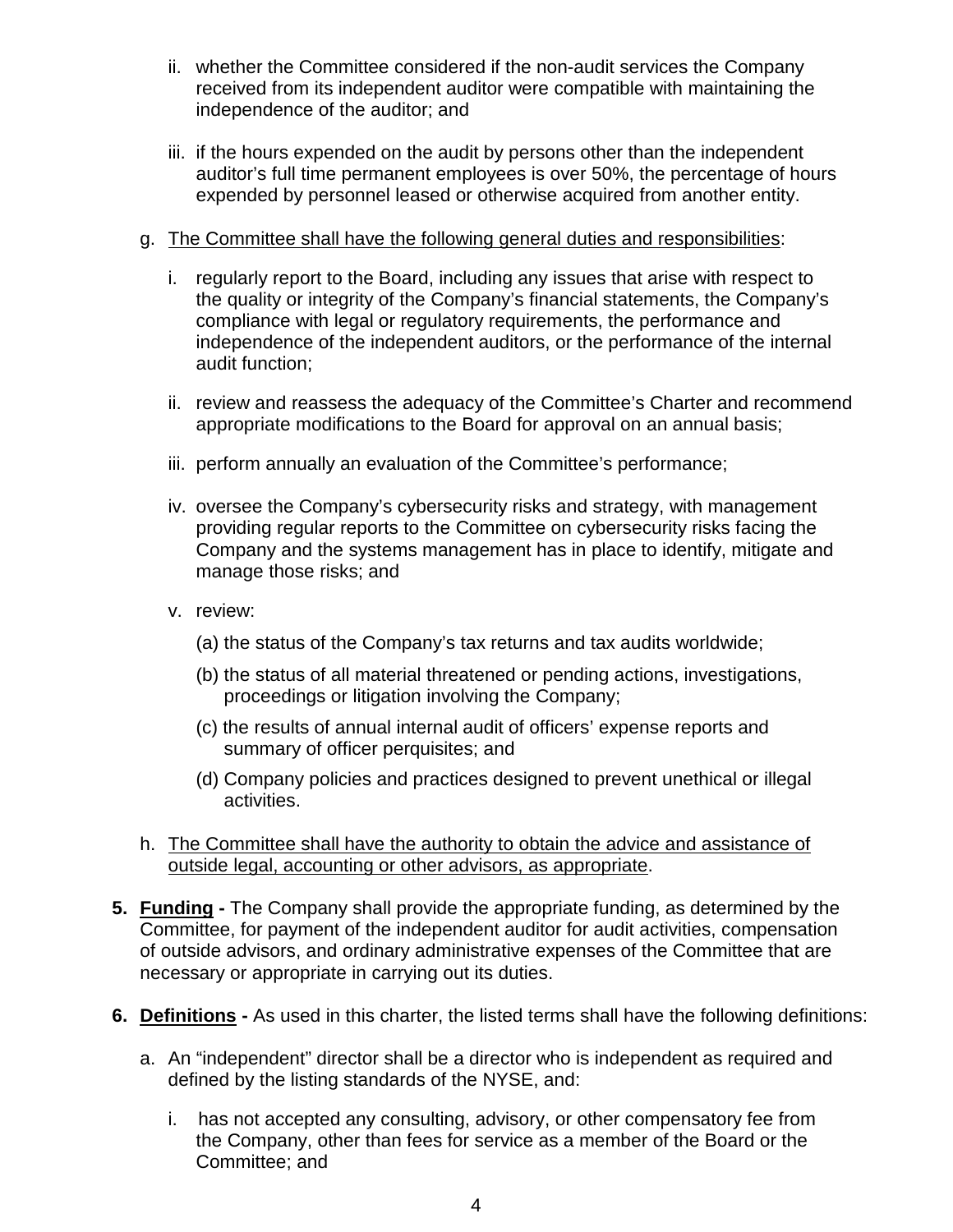ii. whether the Committee considered if the non-audit services the Company received from its independent auditor were compatible with maintaining the independence of the auditor; and

   iii. if the hours expended on the audit by persons other than the independent auditor's full time permanent employees is over 50%, the percentage of hours expended by personnel leased or otherwise acquired from another entity.

g. <u>The Committee shall have the following general duties and responsibilities</u>:

   i. regularly report to the Board, including any issues that arise with respect to the quality or integrity of the Company's financial statements, the Company's compliance with legal or regulatory requirements, the performance and independence of the independent auditors, or the performance of the internal audit function;

   ii. review and reassess the adequacy of the Committee's Charter and recommend appropriate modifications to the Board for approval on an annual basis;

   iii. perform annually an evaluation of the Committee's performance;

   iv. oversee the Company's cybersecurity risks and strategy, with management providing regular reports to the Committee on cybersecurity risks facing the Company and the systems management has in place to identify, mitigate and manage those risks; and

   v. review:

      (a) the status of the Company's tax returns and tax audits worldwide;

      (b) the status of all material threatened or pending actions, investigations, proceedings or litigation involving the Company;

      (c) the results of annual internal audit of officers' expense reports and summary of officer perquisites; and

      (d) Company policies and practices designed to prevent unethical or illegal activities.

h. <u>The Committee shall have the authority to obtain the advice and assistance of outside legal, accounting or other advisors, as appropriate</u>.

**5. <u>Funding</u> -** The Company shall provide the appropriate funding, as determined by the Committee, for payment of the independent auditor for audit activities, compensation of outside advisors, and ordinary administrative expenses of the Committee that are necessary or appropriate in carrying out its duties.

**6. <u>Definitions</u> -** As used in this charter, the listed terms shall have the following definitions:

a. An "independent" director shall be a director who is independent as required and defined by the listing standards of the NYSE, and:

   i. has not accepted any consulting, advisory, or other compensatory fee from the Company, other than fees for service as a member of the Board or the Committee; and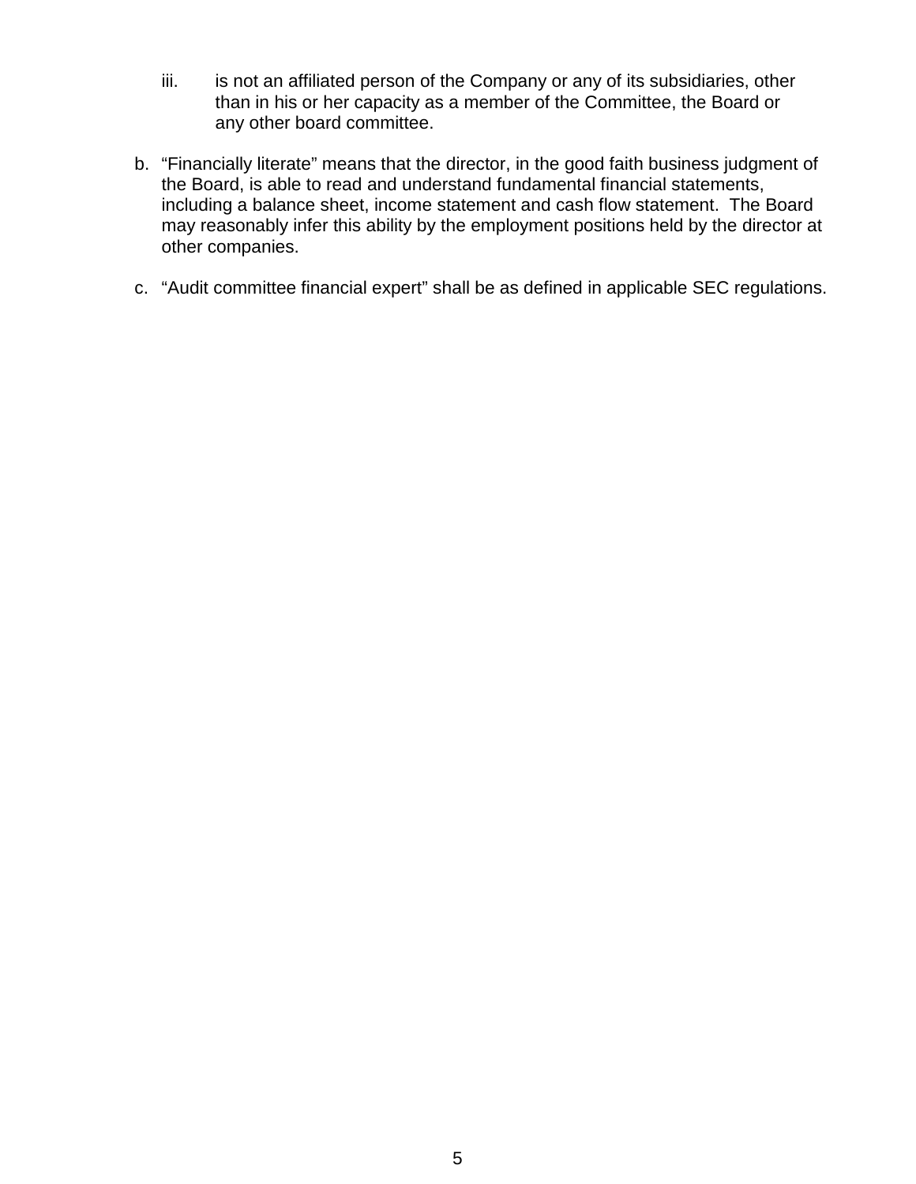iii. is not an affiliated person of the Company or any of its subsidiaries, other than in his or her capacity as a member of the Committee, the Board or any other board committee.

b. "Financially literate" means that the director, in the good faith business judgment of the Board, is able to read and understand fundamental financial statements, including a balance sheet, income statement and cash flow statement. The Board may reasonably infer this ability by the employment positions held by the director at other companies.

c. "Audit committee financial expert" shall be as defined in applicable SEC regulations.